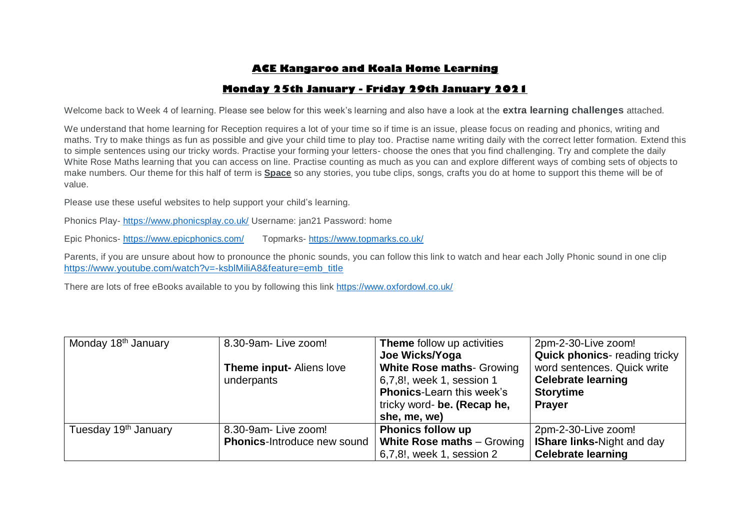# ACE Kangaroo and Koala Home Learning

## Monday 25th January - Friday 29th January 2021

Welcome back to Week 4 of learning. Please see below for this week's learning and also have a look at the **extra learning challenges** attached.

We understand that home learning for Reception requires a lot of your time so if time is an issue, please focus on reading and phonics, writing and maths. Try to make things as fun as possible and give your child time to play too. Practise name writing daily with the correct letter formation. Extend this to simple sentences using our tricky words. Practise your forming your letters- choose the ones that you find challenging. Try and complete the daily White Rose Maths learning that you can access on line. Practise counting as much as you can and explore different ways of combing sets of objects to make numbers. Our theme for this half of term is **Space** so any stories, you tube clips, songs, crafts you do at home to support this theme will be of value.

Please use these useful websites to help support your child's learning.

Phonics Play- https://www.phonicsplay.co.uk/ Username: jan21 Password: home

Epic Phonics- https://www.epicphonics.com/ Topmarks- https://www.topmarks.co.uk/

Parents, if you are unsure about how to pronounce the phonic sounds, you can follow this link to watch and hear each Jolly Phonic sound in one clip https://www.youtube.com/watch?v=-ksblMiliA8&feature=emb_title

There are lots of free eBooks available to you by following this link https://www.oxfordowl.co.uk/

| Monday 18th January | 8.30-9am- Live zoom!<br><br>**Theme input-** Aliens love underpants | **Theme** follow up activities<br>**Joe Wicks/Yoga**<br>**White Rose maths**- Growing 6,7,8!, week 1, session 1<br>**Phonics**-Learn this week's tricky word- **be. (Recap he, she, me, we)** | 2pm-2-30-Live zoom!<br>**Quick phonics**- reading tricky word sentences. Quick write<br>**Celebrate learning**<br>**Storytime**<br>**Prayer** |
|---|---|---|---|
| Tuesday 19th January | 8.30-9am- Live zoom!<br>**Phonics**-Introduce new sound | **Phonics follow up**<br>**White Rose maths** – Growing 6,7,8!, week 1, session 2 | 2pm-2-30-Live zoom!<br>**IShare links-**Night and day<br>**Celebrate learning** |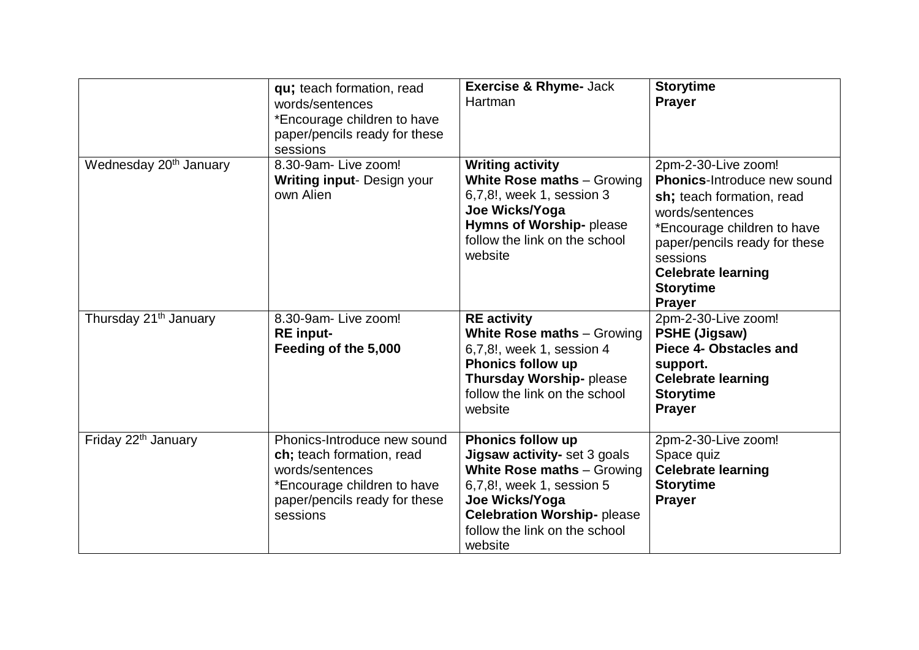| | | | |
|---|---|---|---|
| | **qu;** teach formation, read words/sentences<br>*Encourage children to have paper/pencils ready for these sessions | **Exercise & Rhyme-** Jack Hartman | **Storytime**<br>**Prayer** |
| Wednesday 20th January | 8.30-9am- Live zoom!<br>**Writing input**- Design your own Alien | **Writing activity**<br>**White Rose maths** – Growing 6,7,8!, week 1, session 3<br>**Joe Wicks/Yoga**<br>**Hymns of Worship-** please follow the link on the school website | 2pm-2-30-Live zoom!<br>**Phonics**-Introduce new sound **sh;** teach formation, read words/sentences<br>*Encourage children to have paper/pencils ready for these sessions<br>**Celebrate learning**<br>**Storytime**<br>**Prayer** |
| Thursday 21th January | 8.30-9am- Live zoom!<br>**RE input-**<br>**Feeding of the 5,000** | **RE activity**<br>**White Rose maths** – Growing 6,7,8!, week 1, session 4<br>**Phonics follow up**<br>**Thursday Worship-** please follow the link on the school website | 2pm-2-30-Live zoom!<br>**PSHE (Jigsaw)**<br>**Piece 4- Obstacles and support.**<br>**Celebrate learning**<br>**Storytime**<br>**Prayer** |
| Friday 22th January | Phonics-Introduce new sound **ch;** teach formation, read words/sentences<br>*Encourage children to have paper/pencils ready for these sessions | **Phonics follow up**<br>**Jigsaw activity-** set 3 goals<br>**White Rose maths** – Growing 6,7,8!, week 1, session 5<br>**Joe Wicks/Yoga**<br>**Celebration Worship-** please follow the link on the school website | 2pm-2-30-Live zoom!<br>Space quiz<br>**Celebrate learning**<br>**Storytime**<br>**Prayer** |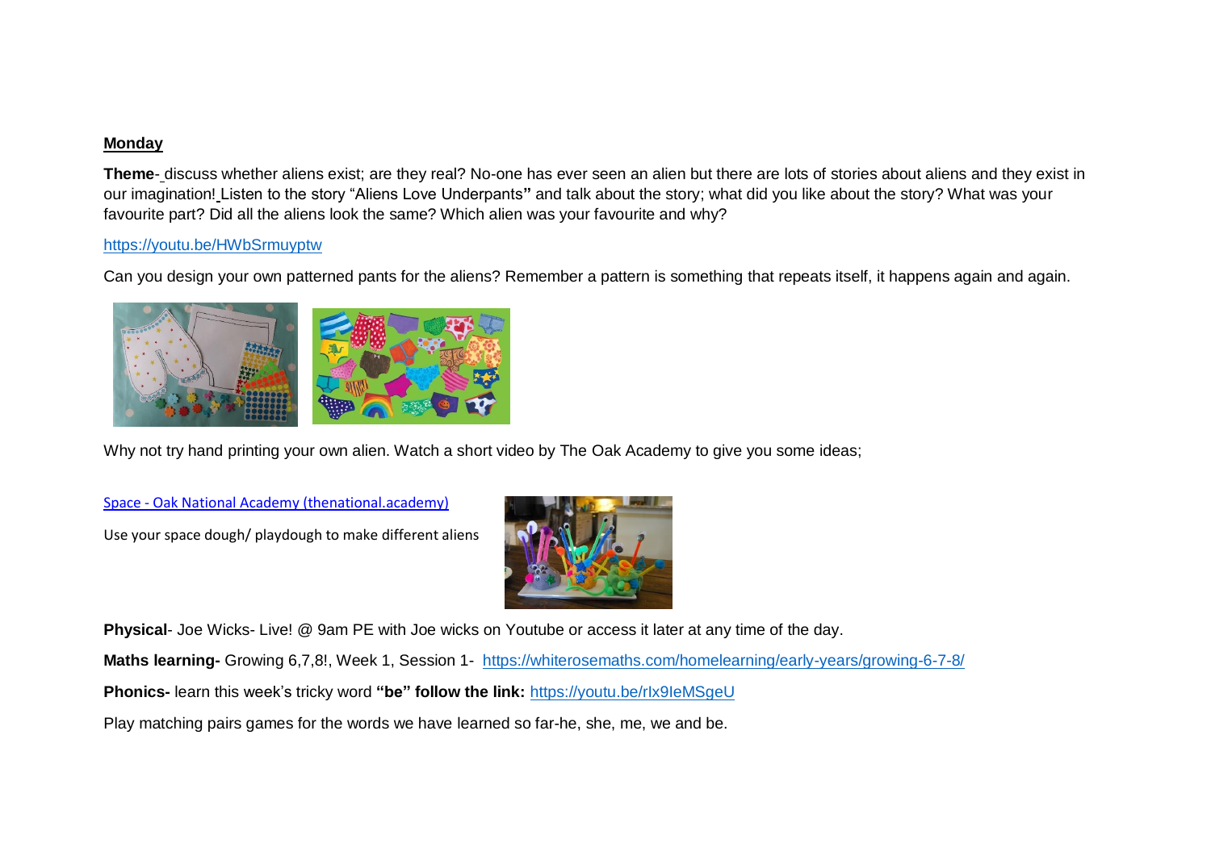**Monday**

**Theme**- discuss whether aliens exist; are they real? No-one has ever seen an alien but there are lots of stories about aliens and they exist in our imagination! Listen to the story "Aliens Love Underpants**"** and talk about the story; what did you like about the story? What was your favourite part? Did all the aliens look the same? Which alien was your favourite and why?

https://youtu.be/HWbSrmuyptw

Can you design your own patterned pants for the aliens? Remember a pattern is something that repeats itself, it happens again and again.

Why not try hand printing your own alien. Watch a short video by The Oak Academy to give you some ideas;

Space - Oak National Academy (thenational.academy)

Use your space dough/ playdough to make different aliens

**Physical**- Joe Wicks- Live! @ 9am PE with Joe wicks on Youtube or access it later at any time of the day.

**Maths learning-** Growing 6,7,8!, Week 1, Session 1- https://whiterosemaths.com/homelearning/early-years/growing-6-7-8/

**Phonics-** learn this week's tricky word **"be" follow the link:** https://youtu.be/rIx9IeMSgeU

Play matching pairs games for the words we have learned so far-he, she, me, we and be.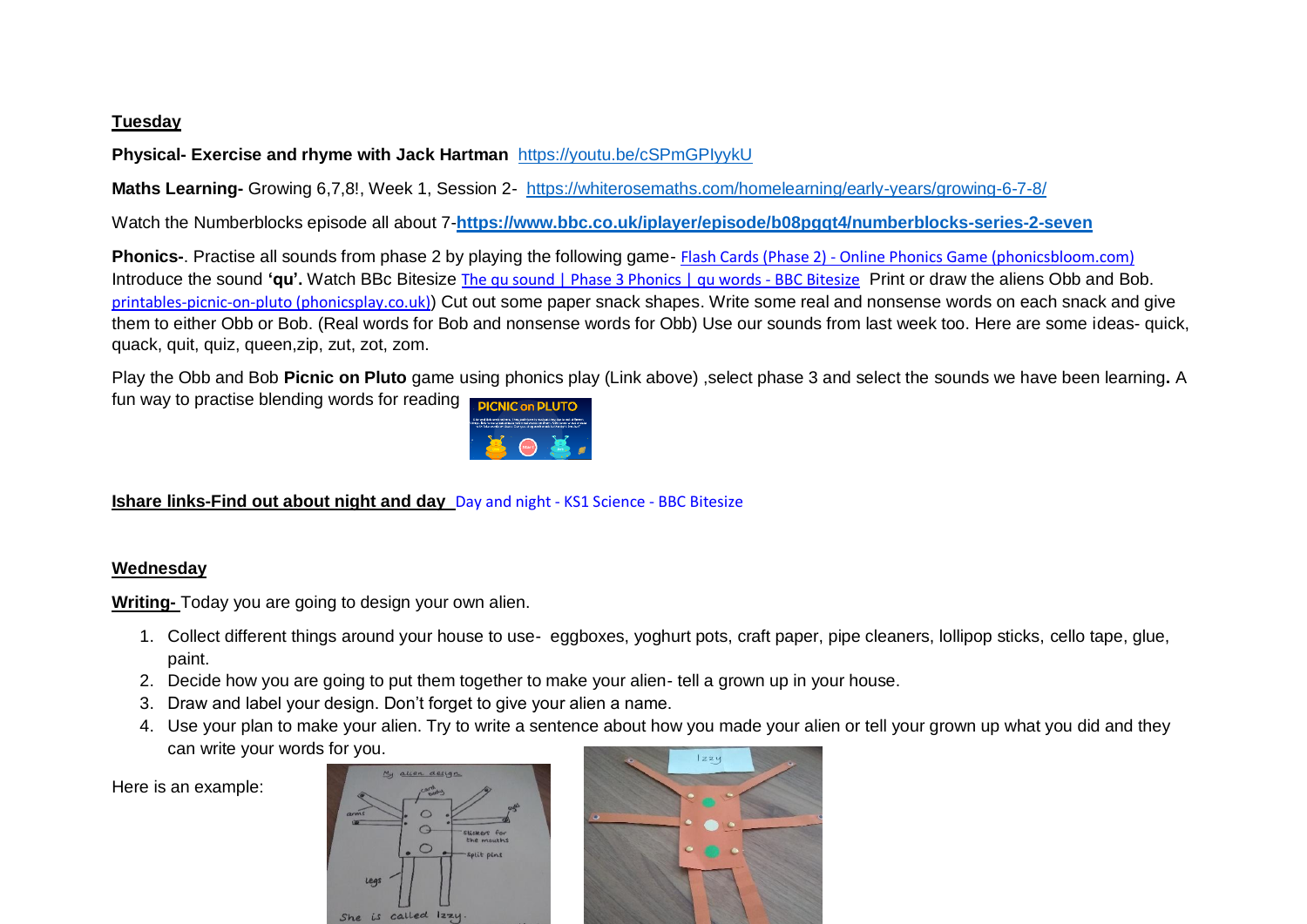**Tuesday**

**Physical- Exercise and rhyme with Jack Hartman** https://youtu.be/cSPmGPIyykU

**Maths Learning-** Growing 6,7,8!, Week 1, Session 2- https://whiterosemaths.com/homelearning/early-years/growing-6-7-8/

Watch the Numberblocks episode all about 7-**https://www.bbc.co.uk/iplayer/episode/b08pggt4/numberblocks-series-2-seven**

**Phonics-**. Practise all sounds from phase 2 by playing the following game- Flash Cards (Phase 2) - Online Phonics Game (phonicsbloom.com) Introduce the sound **'qu'.** Watch BBc Bitesize The qu sound | Phase 3 Phonics | qu words - BBC Bitesize Print or draw the aliens Obb and Bob. printables-picnic-on-pluto (phonicsplay.co.uk)) Cut out some paper snack shapes. Write some real and nonsense words on each snack and give them to either Obb or Bob. (Real words for Bob and nonsense words for Obb) Use our sounds from last week too. Here are some ideas- quick, quack, quit, quiz, queen,zip, zut, zot, zom.

Play the Obb and Bob **Picnic on Pluto** game using phonics play (Link above) ,select phase 3 and select the sounds we have been learning**.** A fun way to practise blending words for reading

**Ishare links-Find out about night and day** Day and night - KS1 Science - BBC Bitesize

**Wednesday**

**Writing-** Today you are going to design your own alien.

1. Collect different things around your house to use- eggboxes, yoghurt pots, craft paper, pipe cleaners, lollipop sticks, cello tape, glue, paint.
2. Decide how you are going to put them together to make your alien- tell a grown up in your house.
3. Draw and label your design. Don't forget to give your alien a name.
4. Use your plan to make your alien. Try to write a sentence about how you made your alien or tell your grown up what you did and they can write your words for you.

Here is an example: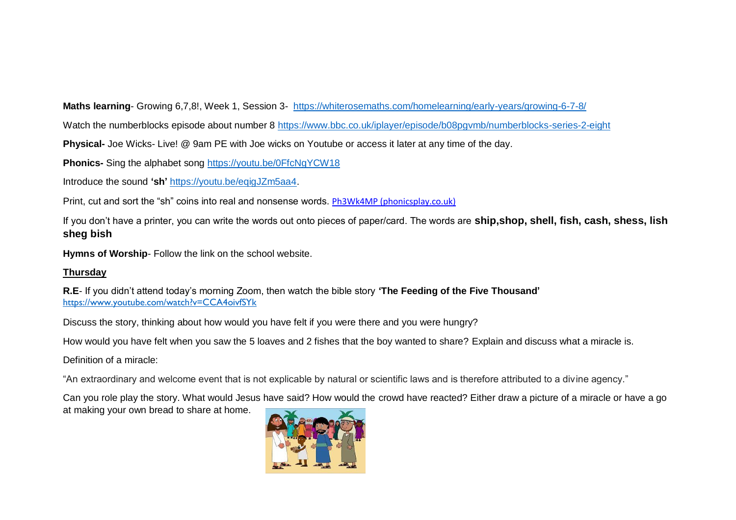**Maths learning**- Growing 6,7,8!, Week 1, Session 3- https://whiterosemaths.com/homelearning/early-years/growing-6-7-8/

Watch the numberblocks episode about number 8 https://www.bbc.co.uk/iplayer/episode/b08pgvmb/numberblocks-series-2-eight

**Physical-** Joe Wicks- Live! @ 9am PE with Joe wicks on Youtube or access it later at any time of the day.

**Phonics-** Sing the alphabet song https://youtu.be/0FfcNqYCW18

Introduce the sound **'sh'** https://youtu.be/eqigJZm5aa4.

Print, cut and sort the "sh" coins into real and nonsense words. Ph3Wk4MP (phonicsplay.co.uk)

If you don't have a printer, you can write the words out onto pieces of paper/card. The words are **ship,shop, shell, fish, cash, shess, lish sheg bish**

**Hymns of Worship**- Follow the link on the school website.

**<u>Thursday</u>**

**R.E**- If you didn't attend today's morning Zoom, then watch the bible story **'The Feeding of the Five Thousand'** https://www.youtube.com/watch?v=CCA4oivfSYk

Discuss the story, thinking about how would you have felt if you were there and you were hungry?

How would you have felt when you saw the 5 loaves and 2 fishes that the boy wanted to share? Explain and discuss what a miracle is.

Definition of a miracle:

"An extraordinary and welcome event that is not explicable by natural or scientific laws and is therefore attributed to a divine agency."

Can you role play the story. What would Jesus have said? How would the crowd have reacted? Either draw a picture of a miracle or have a go at making your own bread to share at home.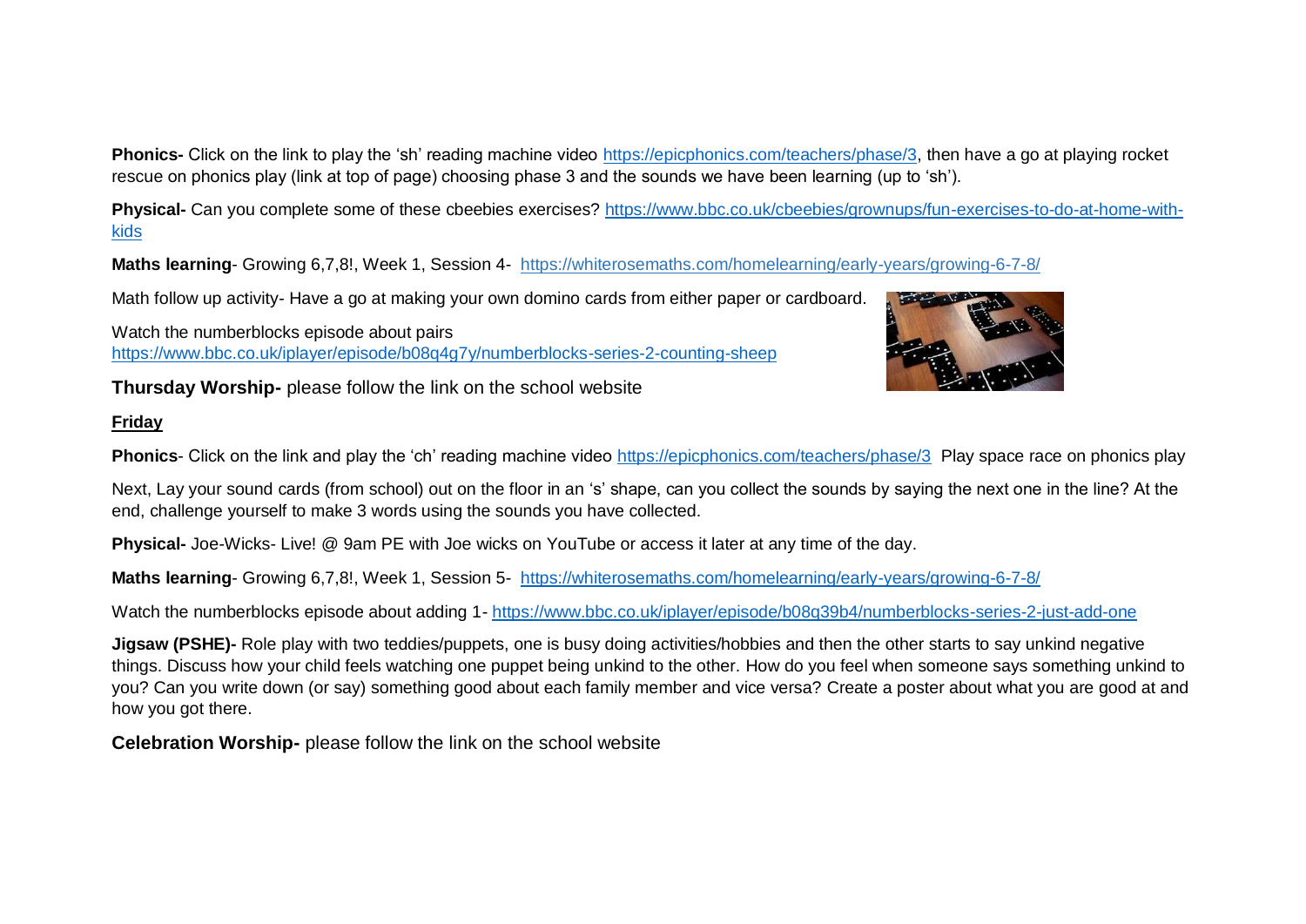**Phonics-** Click on the link to play the 'sh' reading machine video https://epicphonics.com/teachers/phase/3, then have a go at playing rocket rescue on phonics play (link at top of page) choosing phase 3 and the sounds we have been learning (up to 'sh').

**Physical-** Can you complete some of these cbeebies exercises? https://www.bbc.co.uk/cbeebies/grownups/fun-exercises-to-do-at-home-with-kids

**Maths learning**- Growing 6,7,8!, Week 1, Session 4- https://whiterosemaths.com/homelearning/early-years/growing-6-7-8/

Math follow up activity- Have a go at making your own domino cards from either paper or cardboard.

Watch the numberblocks episode about pairs https://www.bbc.co.uk/iplayer/episode/b08q4g7y/numberblocks-series-2-counting-sheep

**Thursday Worship-** please follow the link on the school website

**Friday**

**Phonics**- Click on the link and play the 'ch' reading machine video https://epicphonics.com/teachers/phase/3 Play space race on phonics play

Next, Lay your sound cards (from school) out on the floor in an 's' shape, can you collect the sounds by saying the next one in the line? At the end, challenge yourself to make 3 words using the sounds you have collected.

**Physical-** Joe-Wicks- Live! @ 9am PE with Joe wicks on YouTube or access it later at any time of the day.

**Maths learning**- Growing 6,7,8!, Week 1, Session 5- https://whiterosemaths.com/homelearning/early-years/growing-6-7-8/

Watch the numberblocks episode about adding 1- https://www.bbc.co.uk/iplayer/episode/b08q39b4/numberblocks-series-2-just-add-one

**Jigsaw (PSHE)-** Role play with two teddies/puppets, one is busy doing activities/hobbies and then the other starts to say unkind negative things. Discuss how your child feels watching one puppet being unkind to the other. How do you feel when someone says something unkind to you? Can you write down (or say) something good about each family member and vice versa? Create a poster about what you are good at and how you got there.

**Celebration Worship-** please follow the link on the school website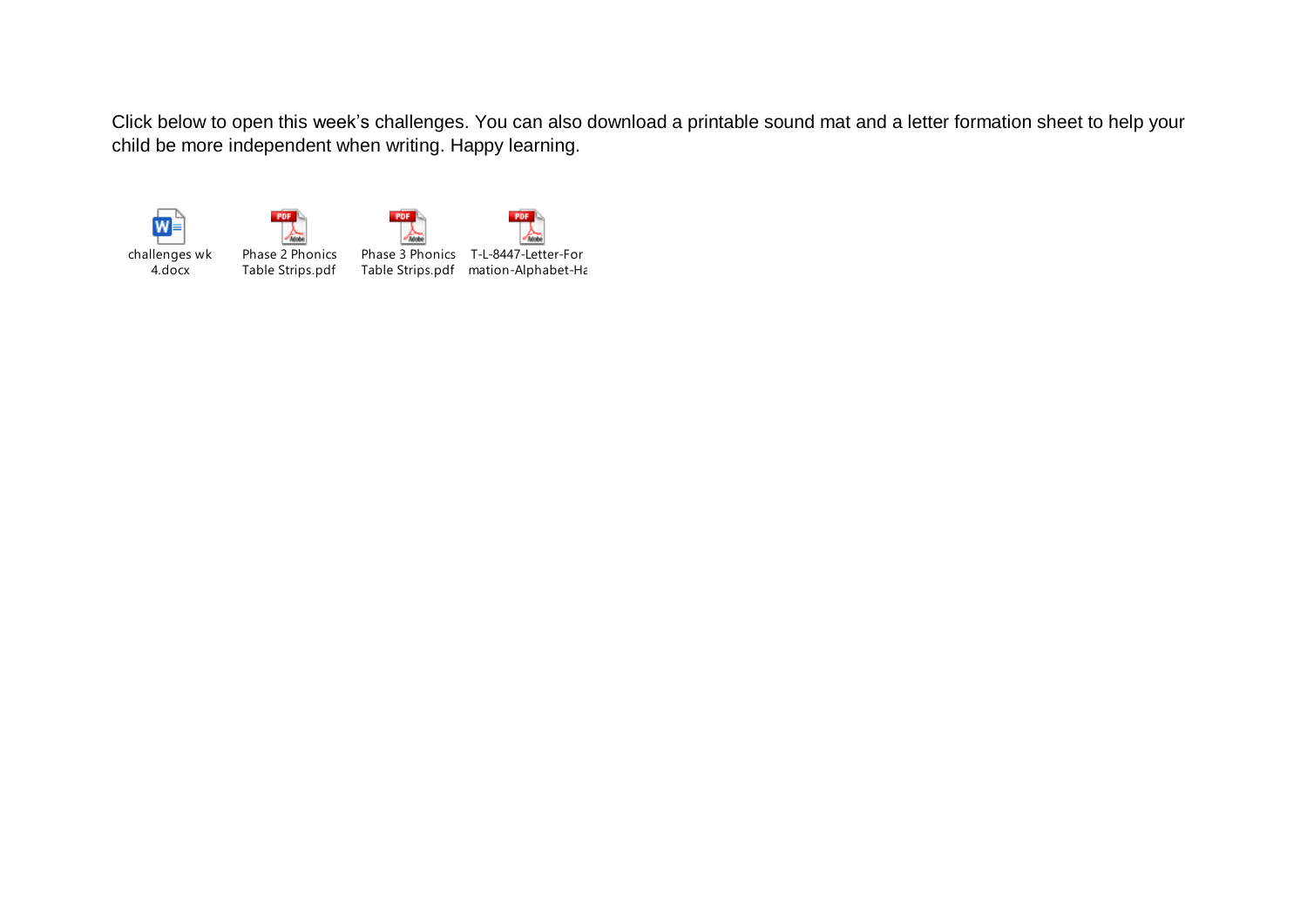Click below to open this week's challenges. You can also download a printable sound mat and a letter formation sheet to help your child be more independent when writing. Happy learning.

challenges wk 4.docx

Phase 2 Phonics Table Strips.pdf

Phase 3 Phonics Table Strips.pdf

T-L-8447-Letter-Formation-Alphabet-Ha